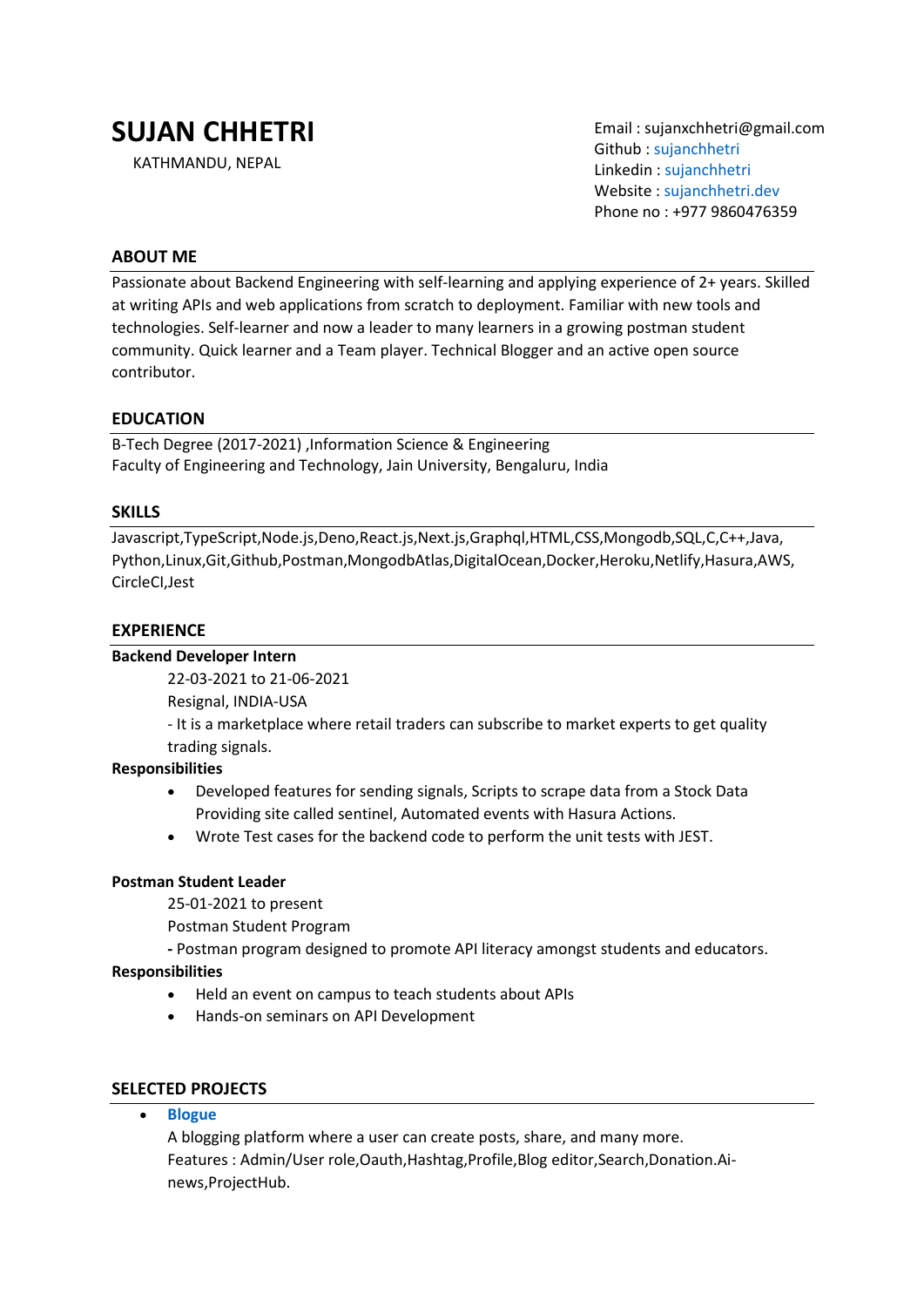# SUJAN CHHETRI

KATHMANDU, NEPAL

Email : sujanxchhetri@gmail.com
Github : sujanchhetri
Linkedin : sujanchhetri
Website : sujanchhetri.dev
Phone no : +977 9860476359

## ABOUT ME

Passionate about Backend Engineering with self-learning and applying experience of 2+ years. Skilled at writing APIs and web applications from scratch to deployment. Familiar with new tools and technologies. Self-learner and now a leader to many learners in a growing postman student community. Quick learner and a Team player. Technical Blogger and an active open source contributor.

## EDUCATION

B-Tech Degree (2017-2021) ,Information Science & Engineering
Faculty of Engineering and Technology, Jain University, Bengaluru, India

## SKILLS

Javascript,TypeScript,Node.js,Deno,React.js,Next.js,Graphql,HTML,CSS,Mongodb,SQL,C,C++,Java, Python,Linux,Git,Github,Postman,MongodbAtlas,DigitalOcean,Docker,Heroku,Netlify,Hasura,AWS, CircleCI,Jest

## EXPERIENCE

**Backend Developer Intern**

22-03-2021 to 21-06-2021
Resignal, INDIA-USA
- It is a marketplace where retail traders can subscribe to market experts to get quality trading signals.

**Responsibilities**

- Developed features for sending signals, Scripts to scrape data from a Stock Data Providing site called sentinel, Automated events with Hasura Actions.
- Wrote Test cases for the backend code to perform the unit tests with JEST.

**Postman Student Leader**

25-01-2021 to present
Postman Student Program
**-** Postman program designed to promote API literacy amongst students and educators.

**Responsibilities**

- Held an event on campus to teach students about APIs
- Hands-on seminars on API Development

## SELECTED PROJECTS

- **Blogue**
  A blogging platform where a user can create posts, share, and many more.
  Features : Admin/User role,Oauth,Hashtag,Profile,Blog editor,Search,Donation.Ai-news,ProjectHub.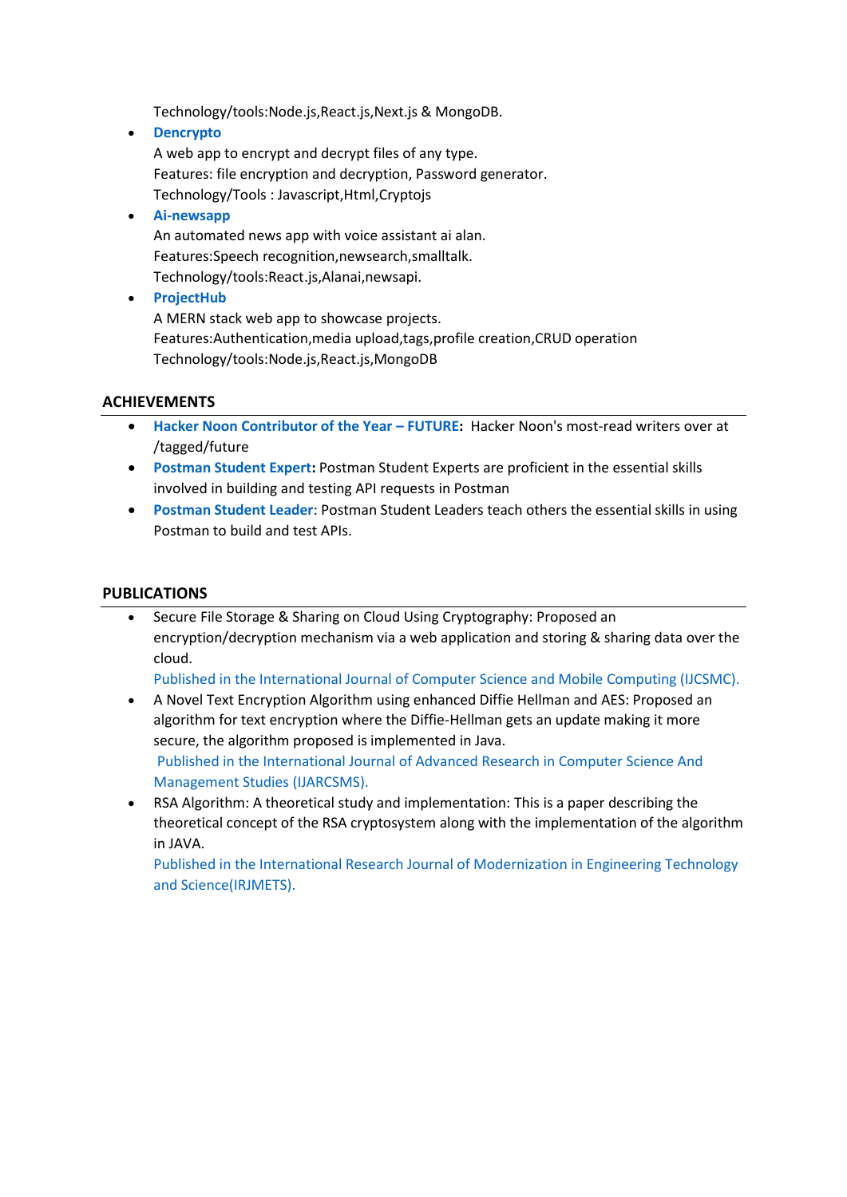Technology/tools:Node.js,React.js,Next.js & MongoDB.

- **Dencrypto**
  A web app to encrypt and decrypt files of any type.
  Features: file encryption and decryption, Password generator.
  Technology/Tools : Javascript,Html,Cryptojs
- **Ai-newsapp**
  An automated news app with voice assistant ai alan.
  Features:Speech recognition,newsearch,smalltalk.
  Technology/tools:React.js,Alanai,newsapi.
- **ProjectHub**
  A MERN stack web app to showcase projects.
  Features:Authentication,media upload,tags,profile creation,CRUD operation
  Technology/tools:Node.js,React.js,MongoDB

## ACHIEVEMENTS

- **Hacker Noon Contributor of the Year – FUTURE:** Hacker Noon's most-read writers over at /tagged/future
- **Postman Student Expert:** Postman Student Experts are proficient in the essential skills involved in building and testing API requests in Postman
- **Postman Student Leader**: Postman Student Leaders teach others the essential skills in using Postman to build and test APIs.

## PUBLICATIONS

- Secure File Storage & Sharing on Cloud Using Cryptography: Proposed an encryption/decryption mechanism via a web application and storing & sharing data over the cloud.
  Published in the International Journal of Computer Science and Mobile Computing (IJCSMC).
- A Novel Text Encryption Algorithm using enhanced Diffie Hellman and AES: Proposed an algorithm for text encryption where the Diffie-Hellman gets an update making it more secure, the algorithm proposed is implemented in Java.
  Published in the International Journal of Advanced Research in Computer Science And Management Studies (IJARCSMS).
- RSA Algorithm: A theoretical study and implementation: This is a paper describing the theoretical concept of the RSA cryptosystem along with the implementation of the algorithm in JAVA.
  Published in the International Research Journal of Modernization in Engineering Technology and Science(IRJMETS).